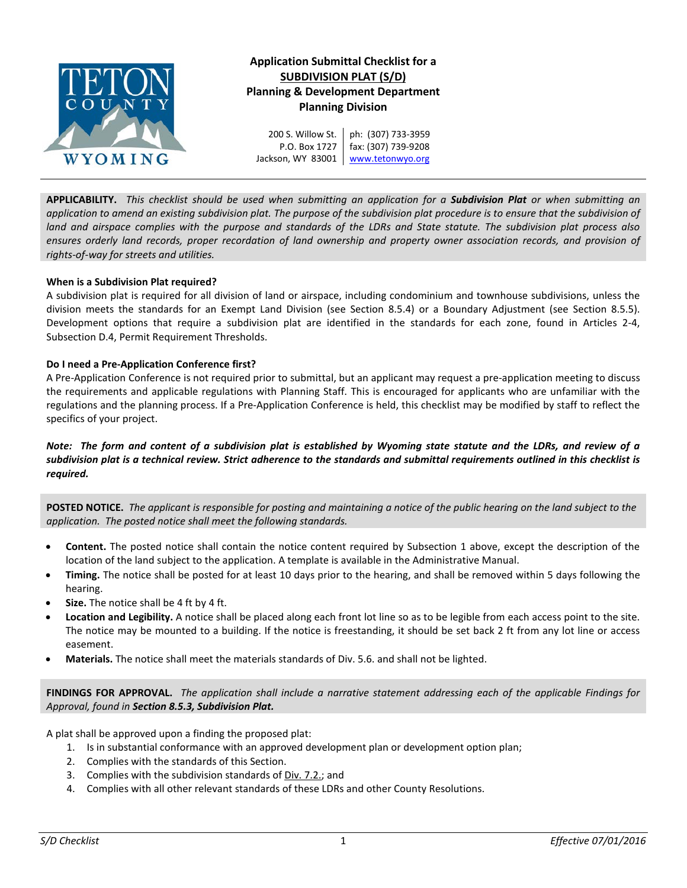# Application Submittal Checklist for a SUBDIVISION PLAT (S/D)

## Planning & Development Department
## Planning Division

200 S. Willow St.
P.O. Box 1727
Jackson, WY 83001

ph: (307) 733-3959
fax: (307) 739-9208
www.tetonwyo.org

**APPLICABILITY.** *This checklist should be used when submitting an application for a **Subdivision Plat** or when submitting an application to amend an existing subdivision plat. The purpose of the subdivision plat procedure is to ensure that the subdivision of land and airspace complies with the purpose and standards of the LDRs and State statute. The subdivision plat process also ensures orderly land records, proper recordation of land ownership and property owner association records, and provision of rights-of-way for streets and utilities.*

**When is a Subdivision Plat required?**

A subdivision plat is required for all division of land or airspace, including condominium and townhouse subdivisions, unless the division meets the standards for an Exempt Land Division (see Section 8.5.4) or a Boundary Adjustment (see Section 8.5.5). Development options that require a subdivision plat are identified in the standards for each zone, found in Articles 2-4, Subsection D.4, Permit Requirement Thresholds.

**Do I need a Pre-Application Conference first?**

A Pre-Application Conference is not required prior to submittal, but an applicant may request a pre-application meeting to discuss the requirements and applicable regulations with Planning Staff. This is encouraged for applicants who are unfamiliar with the regulations and the planning process. If a Pre-Application Conference is held, this checklist may be modified by staff to reflect the specifics of your project.

***Note: The form and content of a subdivision plat is established by Wyoming state statute and the LDRs, and review of a subdivision plat is a technical review. Strict adherence to the standards and submittal requirements outlined in this checklist is required.***

**POSTED NOTICE.** *The applicant is responsible for posting and maintaining a notice of the public hearing on the land subject to the application. The posted notice shall meet the following standards.*

- **Content.** The posted notice shall contain the notice content required by Subsection 1 above, except the description of the location of the land subject to the application. A template is available in the Administrative Manual.
- **Timing.** The notice shall be posted for at least 10 days prior to the hearing, and shall be removed within 5 days following the hearing.
- **Size.** The notice shall be 4 ft by 4 ft.
- **Location and Legibility.** A notice shall be placed along each front lot line so as to be legible from each access point to the site. The notice may be mounted to a building. If the notice is freestanding, it should be set back 2 ft from any lot line or access easement.
- **Materials.** The notice shall meet the materials standards of Div. 5.6. and shall not be lighted.

**FINDINGS FOR APPROVAL.** *The application shall include a narrative statement addressing each of the applicable Findings for Approval, found in **Section 8.5.3, Subdivision Plat.***

A plat shall be approved upon a finding the proposed plat:

1. Is in substantial conformance with an approved development plan or development option plan;
2. Complies with the standards of this Section.
3. Complies with the subdivision standards of Div. 7.2.; and
4. Complies with all other relevant standards of these LDRs and other County Resolutions.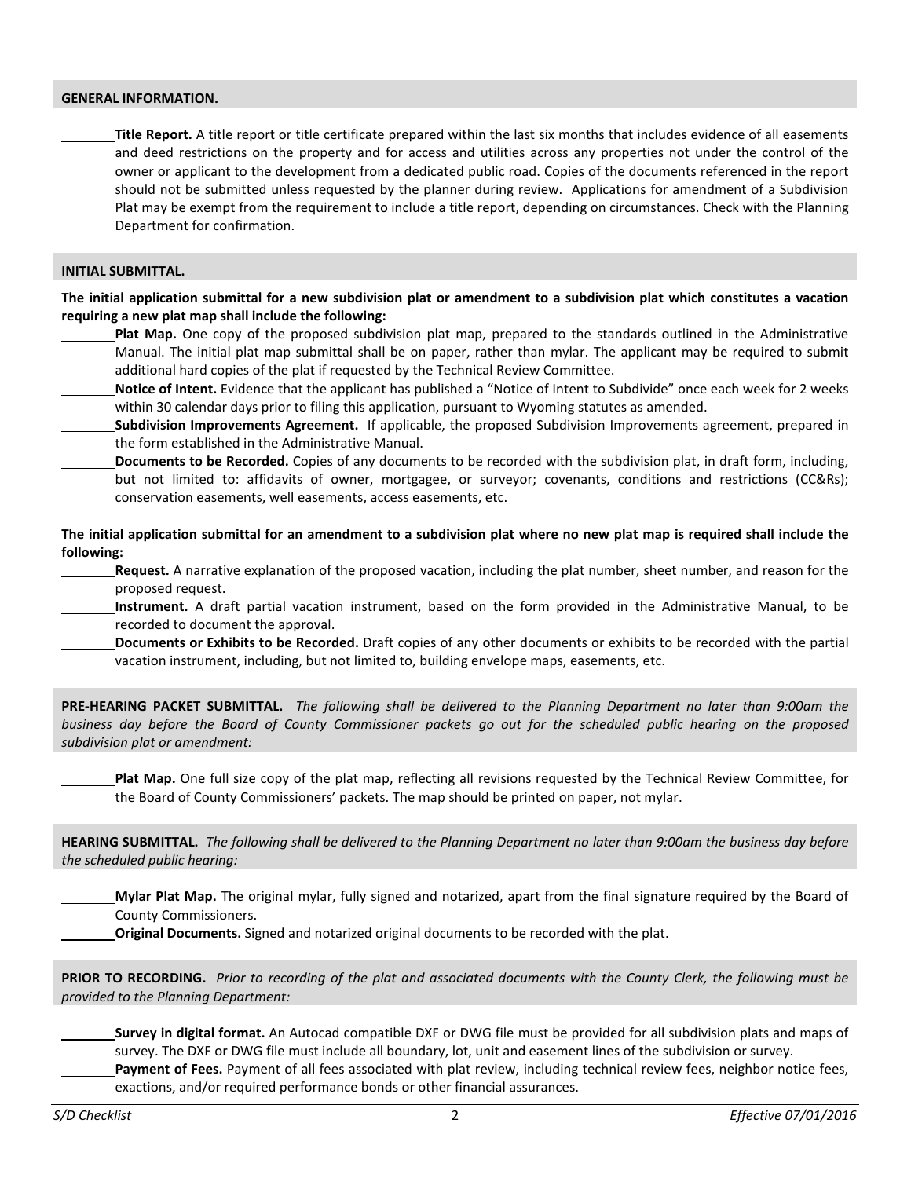## GENERAL INFORMATION.

________ **Title Report.** A title report or title certificate prepared within the last six months that includes evidence of all easements and deed restrictions on the property and for access and utilities across any properties not under the control of the owner or applicant to the development from a dedicated public road. Copies of the documents referenced in the report should not be submitted unless requested by the planner during review. Applications for amendment of a Subdivision Plat may be exempt from the requirement to include a title report, depending on circumstances. Check with the Planning Department for confirmation.

## INITIAL SUBMITTAL.

**The initial application submittal for a new subdivision plat or amendment to a subdivision plat which constitutes a vacation requiring a new plat map shall include the following:**

________ **Plat Map.** One copy of the proposed subdivision plat map, prepared to the standards outlined in the Administrative Manual. The initial plat map submittal shall be on paper, rather than mylar. The applicant may be required to submit additional hard copies of the plat if requested by the Technical Review Committee.

________ **Notice of Intent.** Evidence that the applicant has published a "Notice of Intent to Subdivide" once each week for 2 weeks within 30 calendar days prior to filing this application, pursuant to Wyoming statutes as amended.

________ **Subdivision Improvements Agreement.** If applicable, the proposed Subdivision Improvements agreement, prepared in the form established in the Administrative Manual.

________ **Documents to be Recorded.** Copies of any documents to be recorded with the subdivision plat, in draft form, including, but not limited to: affidavits of owner, mortgagee, or surveyor; covenants, conditions and restrictions (CC&Rs); conservation easements, well easements, access easements, etc.

**The initial application submittal for an amendment to a subdivision plat where no new plat map is required shall include the following:**

________ **Request.** A narrative explanation of the proposed vacation, including the plat number, sheet number, and reason for the proposed request.

________ **Instrument.** A draft partial vacation instrument, based on the form provided in the Administrative Manual, to be recorded to document the approval.

________ **Documents or Exhibits to be Recorded.** Draft copies of any other documents or exhibits to be recorded with the partial vacation instrument, including, but not limited to, building envelope maps, easements, etc.

**PRE-HEARING PACKET SUBMITTAL.** *The following shall be delivered to the Planning Department no later than 9:00am the business day before the Board of County Commissioner packets go out for the scheduled public hearing on the proposed subdivision plat or amendment:*

________ **Plat Map.** One full size copy of the plat map, reflecting all revisions requested by the Technical Review Committee, for the Board of County Commissioners' packets. The map should be printed on paper, not mylar.

**HEARING SUBMITTAL.** *The following shall be delivered to the Planning Department no later than 9:00am the business day before the scheduled public hearing:*

________ **Mylar Plat Map.** The original mylar, fully signed and notarized, apart from the final signature required by the Board of County Commissioners.

________ **Original Documents.** Signed and notarized original documents to be recorded with the plat.

**PRIOR TO RECORDING.** *Prior to recording of the plat and associated documents with the County Clerk, the following must be provided to the Planning Department:*

________ **Survey in digital format.** An Autocad compatible DXF or DWG file must be provided for all subdivision plats and maps of survey. The DXF or DWG file must include all boundary, lot, unit and easement lines of the subdivision or survey.

________ **Payment of Fees.** Payment of all fees associated with plat review, including technical review fees, neighbor notice fees, exactions, and/or required performance bonds or other financial assurances.